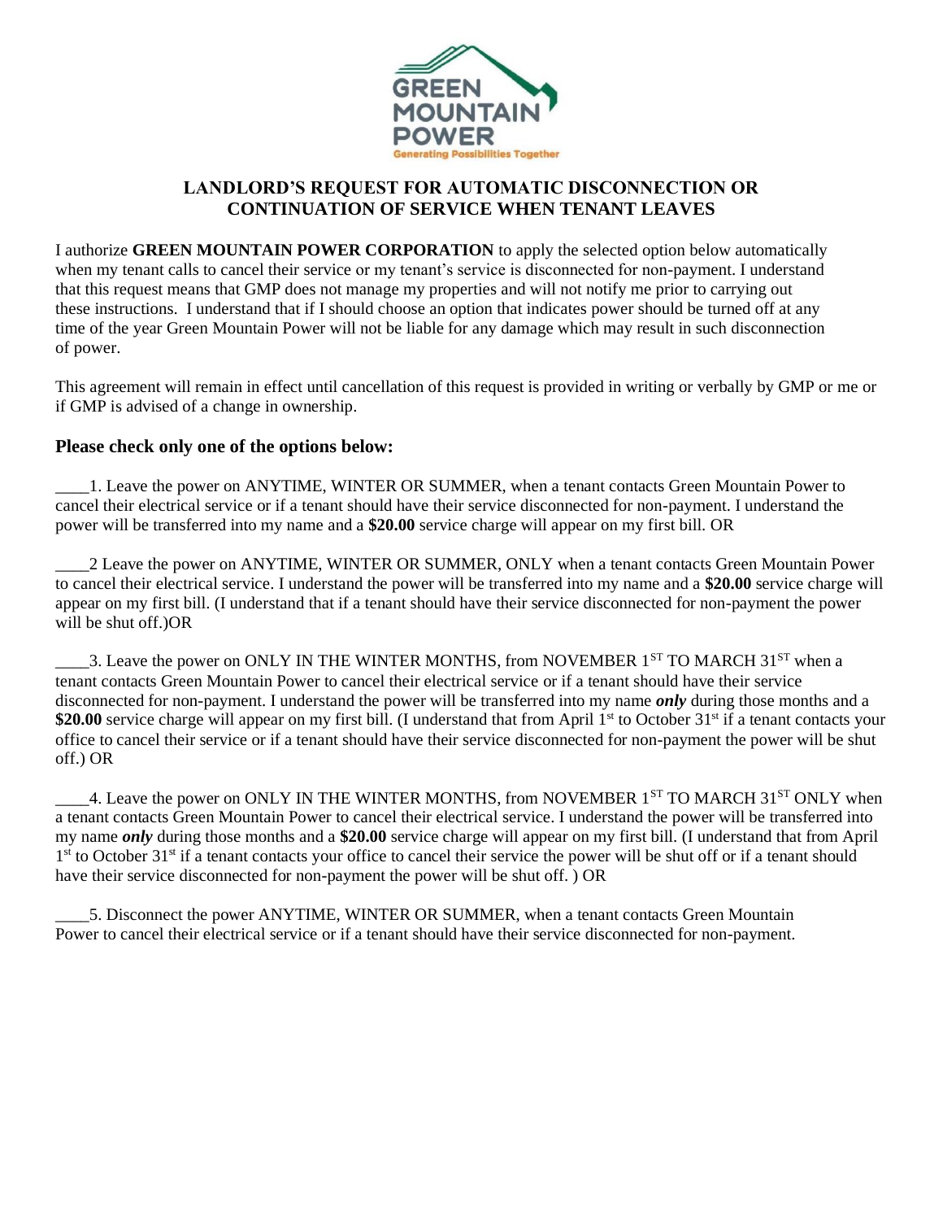GREEN MOUNTAIN POWER

Generating Possibilities Together

# LANDLORD'S REQUEST FOR AUTOMATIC DISCONNECTION OR CONTINUATION OF SERVICE WHEN TENANT LEAVES

I authorize **GREEN MOUNTAIN POWER CORPORATION** to apply the selected option below automatically when my tenant calls to cancel their service or my tenant's service is disconnected for non-payment. I understand that this request means that GMP does not manage my properties and will not notify me prior to carrying out these instructions. I understand that if I should choose an option that indicates power should be turned off at any time of the year Green Mountain Power will not be liable for any damage which may result in such disconnection of power.

This agreement will remain in effect until cancellation of this request is provided in writing or verbally by GMP or me or if GMP is advised of a change in ownership.

### Please check only one of the options below:

____1. Leave the power on ANYTIME, WINTER OR SUMMER, when a tenant contacts Green Mountain Power to cancel their electrical service or if a tenant should have their service disconnected for non-payment. I understand the power will be transferred into my name and a **$20.00** service charge will appear on my first bill. OR

____2 Leave the power on ANYTIME, WINTER OR SUMMER, ONLY when a tenant contacts Green Mountain Power to cancel their electrical service. I understand the power will be transferred into my name and a **$20.00** service charge will appear on my first bill. (I understand that if a tenant should have their service disconnected for non-payment the power will be shut off.)OR

____3. Leave the power on ONLY IN THE WINTER MONTHS, from NOVEMBER 1ST TO MARCH 31ST when a tenant contacts Green Mountain Power to cancel their electrical service or if a tenant should have their service disconnected for non-payment. I understand the power will be transferred into my name ***only*** during those months and a **$20.00** service charge will appear on my first bill. (I understand that from April 1st to October 31st if a tenant contacts your office to cancel their service or if a tenant should have their service disconnected for non-payment the power will be shut off.) OR

____4. Leave the power on ONLY IN THE WINTER MONTHS, from NOVEMBER 1ST TO MARCH 31ST ONLY when a tenant contacts Green Mountain Power to cancel their electrical service. I understand the power will be transferred into my name ***only*** during those months and a **$20.00** service charge will appear on my first bill. (I understand that from April 1st to October 31st if a tenant contacts your office to cancel their service the power will be shut off or if a tenant should have their service disconnected for non-payment the power will be shut off. ) OR

____5. Disconnect the power ANYTIME, WINTER OR SUMMER, when a tenant contacts Green Mountain Power to cancel their electrical service or if a tenant should have their service disconnected for non-payment.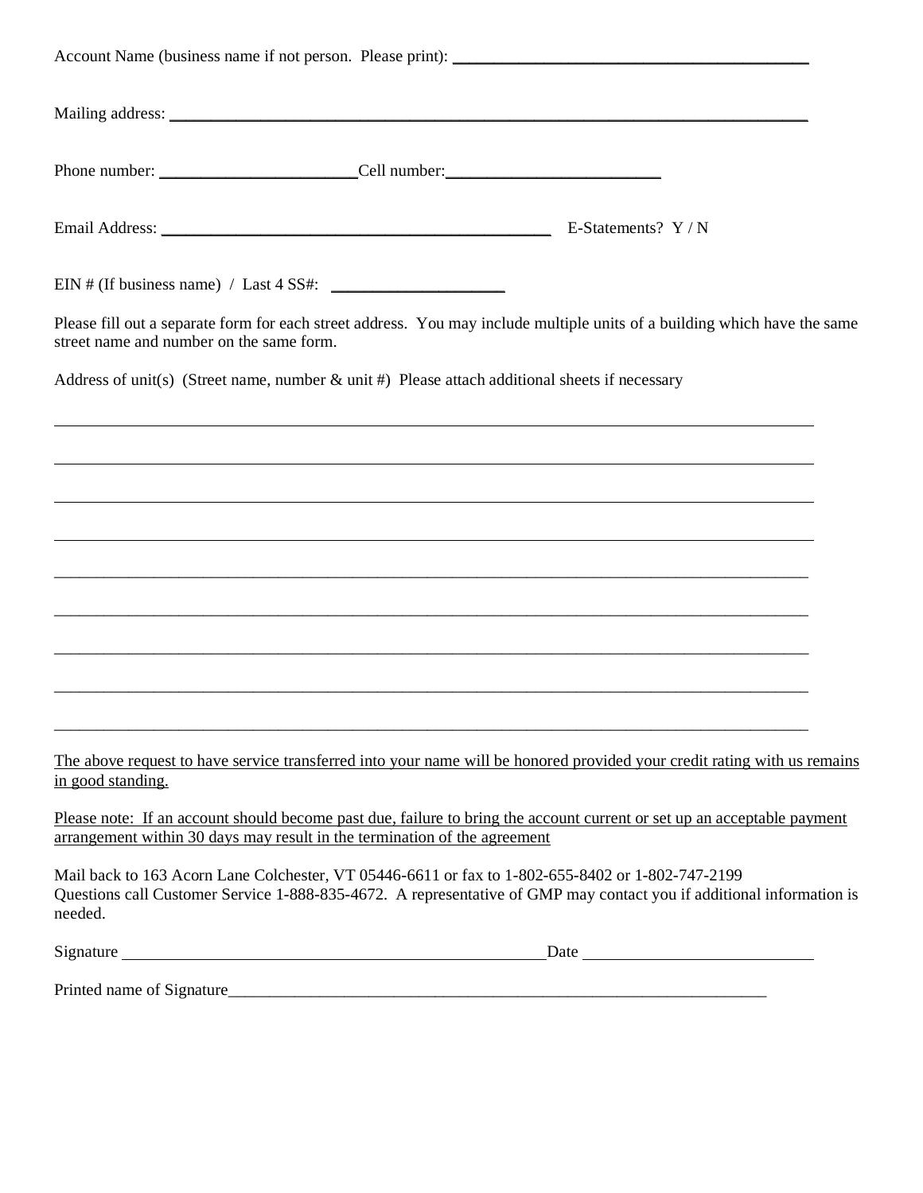Account Name (business name if not person. Please print): ___________________________________________

Mailing address: ___________________________________________________________________________

Phone number: ________________________Cell number:__________________________

Email Address: _______________________________________________ E-Statements? Y / N

EIN # (If business name) / Last 4 SS#: _____________________

Please fill out a separate form for each street address. You may include multiple units of a building which have the same street name and number on the same form.

Address of unit(s) (Street name, number & unit #) Please attach additional sheets if necessary

_____________________________________________________________________________________________

_____________________________________________________________________________________________

_____________________________________________________________________________________________

_____________________________________________________________________________________________

_____________________________________________________________________________________________

_____________________________________________________________________________________________

_____________________________________________________________________________________________

_____________________________________________________________________________________________

_____________________________________________________________________________________________

<u>The above request to have service transferred into your name will be honored provided your credit rating with us remains in good standing.</u>

<u>Please note: If an account should become past due, failure to bring the account current or set up an acceptable payment arrangement within 30 days may result in the termination of the agreement</u>

Mail back to 163 Acorn Lane Colchester, VT 05446-6611 or fax to 1-802-655-8402 or 1-802-747-2199
Questions call Customer Service 1-888-835-4672. A representative of GMP may contact you if additional information is needed.

Signature _____________________________________________________Date ___________________________

Printed name of Signature_________________________________________________________________